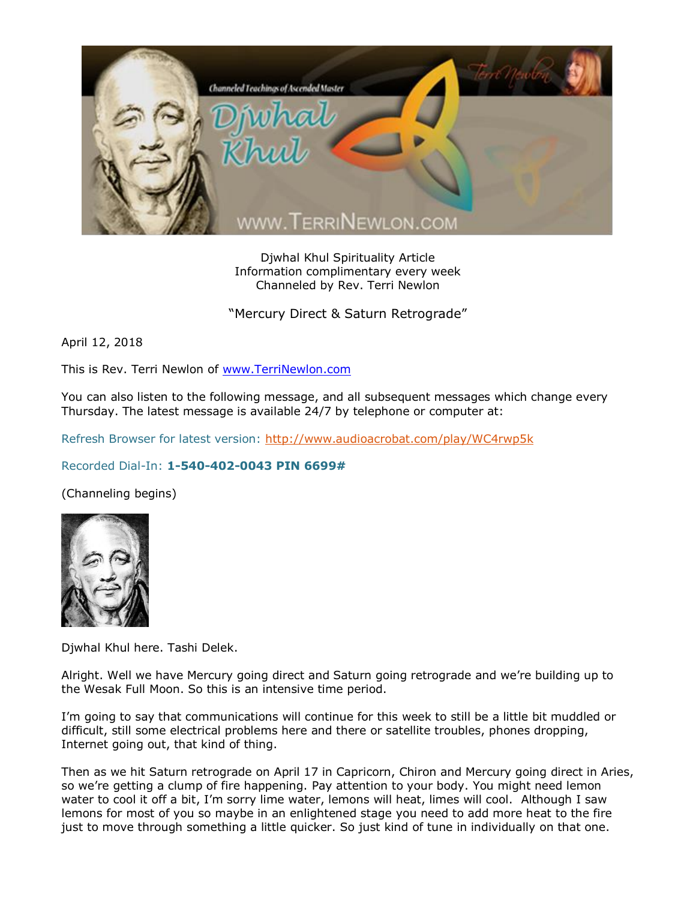Djwhal Khul Spirituality Article
Information complimentary every week
Channeled by Rev. Terri Newlon

"Mercury Direct & Saturn Retrograde"

April 12, 2018

This is Rev. Terri Newlon of www.TerriNewlon.com

You can also listen to the following message, and all subsequent messages which change every Thursday. The latest message is available 24/7 by telephone or computer at:

Refresh Browser for latest version: http://www.audioacrobat.com/play/WC4rwp5k

Recorded Dial-In: **1-540-402-0043 PIN 6699#**

(Channeling begins)

Djwhal Khul here. Tashi Delek.

Alright. Well we have Mercury going direct and Saturn going retrograde and we're building up to the Wesak Full Moon. So this is an intensive time period.

I'm going to say that communications will continue for this week to still be a little bit muddled or difficult, still some electrical problems here and there or satellite troubles, phones dropping, Internet going out, that kind of thing.

Then as we hit Saturn retrograde on April 17 in Capricorn, Chiron and Mercury going direct in Aries, so we're getting a clump of fire happening. Pay attention to your body. You might need lemon water to cool it off a bit, I'm sorry lime water, lemons will heat, limes will cool. Although I saw lemons for most of you so maybe in an enlightened stage you need to add more heat to the fire just to move through something a little quicker. So just kind of tune in individually on that one.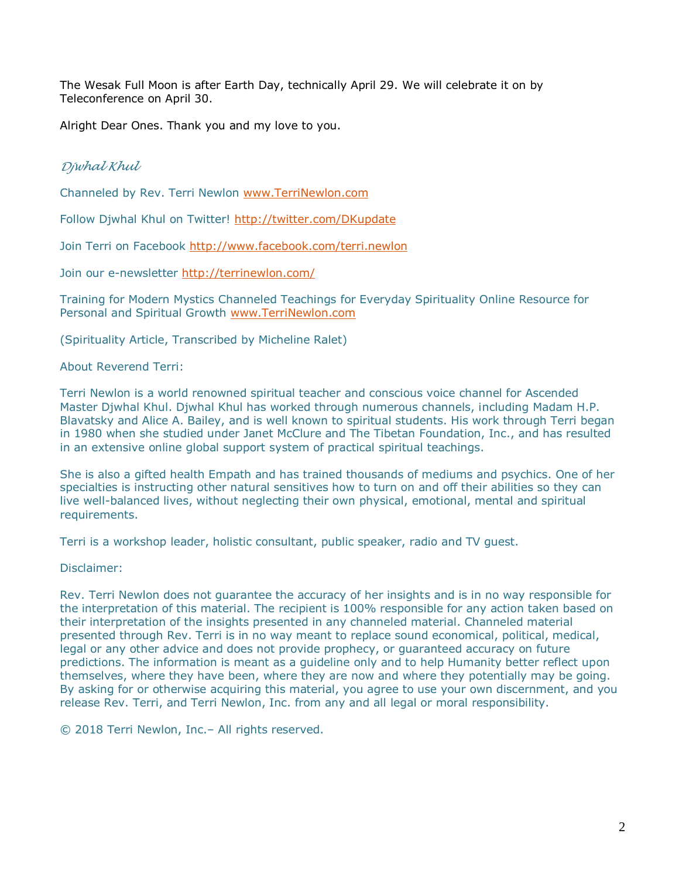The Wesak Full Moon is after Earth Day, technically April 29. We will celebrate it on by Teleconference on April 30.

Alright Dear Ones. Thank you and my love to you.

*Djwhal Khul*

Channeled by Rev. Terri Newlon www.TerriNewlon.com

Follow Djwhal Khul on Twitter! http://twitter.com/DKupdate

Join Terri on Facebook http://www.facebook.com/terri.newlon

Join our e-newsletter http://terrinewlon.com/

Training for Modern Mystics Channeled Teachings for Everyday Spirituality Online Resource for Personal and Spiritual Growth www.TerriNewlon.com

(Spirituality Article, Transcribed by Micheline Ralet)

About Reverend Terri:

Terri Newlon is a world renowned spiritual teacher and conscious voice channel for Ascended Master Djwhal Khul. Djwhal Khul has worked through numerous channels, including Madam H.P. Blavatsky and Alice A. Bailey, and is well known to spiritual students. His work through Terri began in 1980 when she studied under Janet McClure and The Tibetan Foundation, Inc., and has resulted in an extensive online global support system of practical spiritual teachings.

She is also a gifted health Empath and has trained thousands of mediums and psychics. One of her specialties is instructing other natural sensitives how to turn on and off their abilities so they can live well-balanced lives, without neglecting their own physical, emotional, mental and spiritual requirements.

Terri is a workshop leader, holistic consultant, public speaker, radio and TV guest.

Disclaimer:

Rev. Terri Newlon does not guarantee the accuracy of her insights and is in no way responsible for the interpretation of this material. The recipient is 100% responsible for any action taken based on their interpretation of the insights presented in any channeled material. Channeled material presented through Rev. Terri is in no way meant to replace sound economical, political, medical, legal or any other advice and does not provide prophecy, or guaranteed accuracy on future predictions. The information is meant as a guideline only and to help Humanity better reflect upon themselves, where they have been, where they are now and where they potentially may be going. By asking for or otherwise acquiring this material, you agree to use your own discernment, and you release Rev. Terri, and Terri Newlon, Inc. from any and all legal or moral responsibility.

© 2018 Terri Newlon, Inc.– All rights reserved.